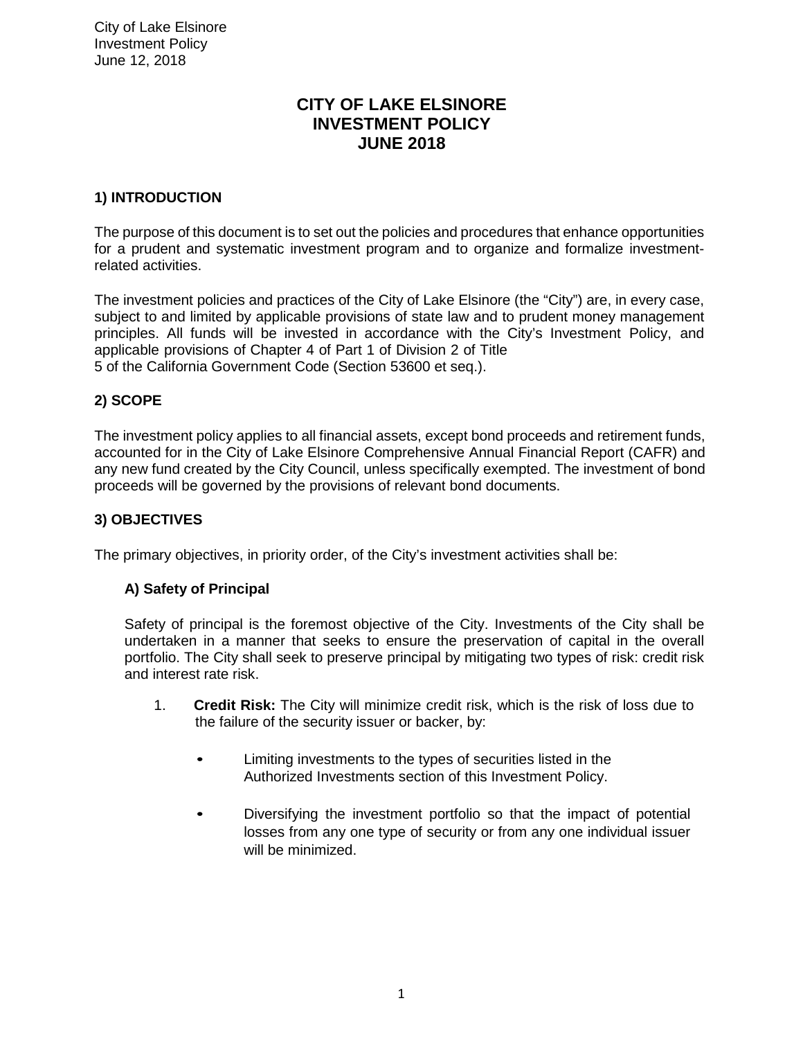# CITY OF LAKE ELSINORE INVESTMENT POLICY JUNE 2018

## 1) INTRODUCTION

The purpose of this document is to set out the policies and procedures that enhance opportunities for a prudent and systematic investment program and to organize and formalize investment-related activities.

The investment policies and practices of the City of Lake Elsinore (the "City") are, in every case, subject to and limited by applicable provisions of state law and to prudent money management principles. All funds will be invested in accordance with the City's Investment Policy, and applicable provisions of Chapter 4 of Part 1 of Division 2 of Title 5 of the California Government Code (Section 53600 et seq.).

## 2) SCOPE

The investment policy applies to all financial assets, except bond proceeds and retirement funds, accounted for in the City of Lake Elsinore Comprehensive Annual Financial Report (CAFR) and any new fund created by the City Council, unless specifically exempted. The investment of bond proceeds will be governed by the provisions of relevant bond documents.

## 3) OBJECTIVES

The primary objectives, in priority order, of the City's investment activities shall be:

### A) Safety of Principal

Safety of principal is the foremost objective of the City. Investments of the City shall be undertaken in a manner that seeks to ensure the preservation of capital in the overall portfolio. The City shall seek to preserve principal by mitigating two types of risk: credit risk and interest rate risk.

1. **Credit Risk:** The City will minimize credit risk, which is the risk of loss due to the failure of the security issuer or backer, by:

   - Limiting investments to the types of securities listed in the Authorized Investments section of this Investment Policy.

   - Diversifying the investment portfolio so that the impact of potential losses from any one type of security or from any one individual issuer will be minimized.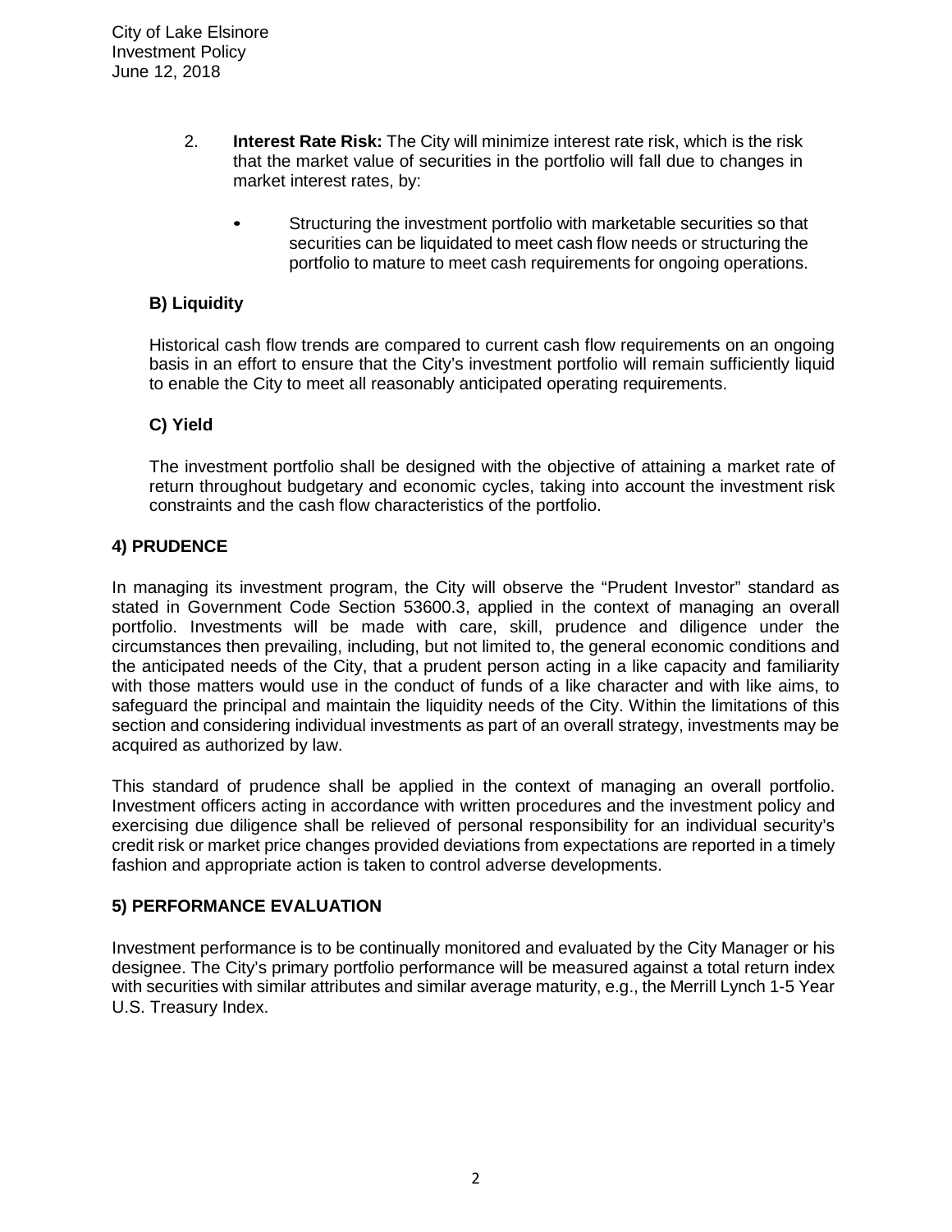2. **Interest Rate Risk:** The City will minimize interest rate risk, which is the risk that the market value of securities in the portfolio will fall due to changes in market interest rates, by:

   - Structuring the investment portfolio with marketable securities so that securities can be liquidated to meet cash flow needs or structuring the portfolio to mature to meet cash requirements for ongoing operations.

### B) Liquidity

Historical cash flow trends are compared to current cash flow requirements on an ongoing basis in an effort to ensure that the City's investment portfolio will remain sufficiently liquid to enable the City to meet all reasonably anticipated operating requirements.

### C) Yield

The investment portfolio shall be designed with the objective of attaining a market rate of return throughout budgetary and economic cycles, taking into account the investment risk constraints and the cash flow characteristics of the portfolio.

## 4) PRUDENCE

In managing its investment program, the City will observe the "Prudent Investor" standard as stated in Government Code Section 53600.3, applied in the context of managing an overall portfolio. Investments will be made with care, skill, prudence and diligence under the circumstances then prevailing, including, but not limited to, the general economic conditions and the anticipated needs of the City, that a prudent person acting in a like capacity and familiarity with those matters would use in the conduct of funds of a like character and with like aims, to safeguard the principal and maintain the liquidity needs of the City. Within the limitations of this section and considering individual investments as part of an overall strategy, investments may be acquired as authorized by law.

This standard of prudence shall be applied in the context of managing an overall portfolio. Investment officers acting in accordance with written procedures and the investment policy and exercising due diligence shall be relieved of personal responsibility for an individual security's credit risk or market price changes provided deviations from expectations are reported in a timely fashion and appropriate action is taken to control adverse developments.

## 5) PERFORMANCE EVALUATION

Investment performance is to be continually monitored and evaluated by the City Manager or his designee. The City's primary portfolio performance will be measured against a total return index with securities with similar attributes and similar average maturity, e.g., the Merrill Lynch 1-5 Year U.S. Treasury Index.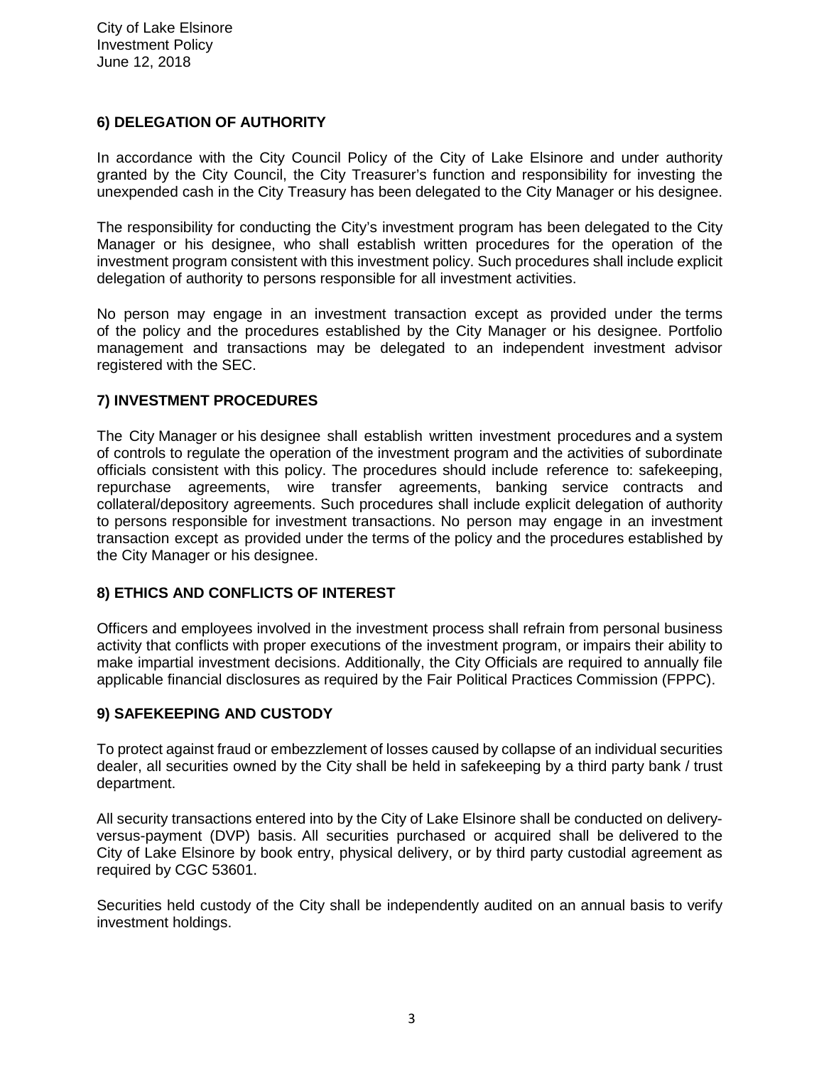## 6) DELEGATION OF AUTHORITY

In accordance with the City Council Policy of the City of Lake Elsinore and under authority granted by the City Council, the City Treasurer's function and responsibility for investing the unexpended cash in the City Treasury has been delegated to the City Manager or his designee.

The responsibility for conducting the City's investment program has been delegated to the City Manager or his designee, who shall establish written procedures for the operation of the investment program consistent with this investment policy. Such procedures shall include explicit delegation of authority to persons responsible for all investment activities.

No person may engage in an investment transaction except as provided under the terms of the policy and the procedures established by the City Manager or his designee. Portfolio management and transactions may be delegated to an independent investment advisor registered with the SEC.

## 7) INVESTMENT PROCEDURES

The City Manager or his designee shall establish written investment procedures and a system of controls to regulate the operation of the investment program and the activities of subordinate officials consistent with this policy. The procedures should include reference to: safekeeping, repurchase agreements, wire transfer agreements, banking service contracts and collateral/depository agreements. Such procedures shall include explicit delegation of authority to persons responsible for investment transactions. No person may engage in an investment transaction except as provided under the terms of the policy and the procedures established by the City Manager or his designee.

## 8) ETHICS AND CONFLICTS OF INTEREST

Officers and employees involved in the investment process shall refrain from personal business activity that conflicts with proper executions of the investment program, or impairs their ability to make impartial investment decisions. Additionally, the City Officials are required to annually file applicable financial disclosures as required by the Fair Political Practices Commission (FPPC).

## 9) SAFEKEEPING AND CUSTODY

To protect against fraud or embezzlement of losses caused by collapse of an individual securities dealer, all securities owned by the City shall be held in safekeeping by a third party bank / trust department.

All security transactions entered into by the City of Lake Elsinore shall be conducted on delivery-versus-payment (DVP) basis. All securities purchased or acquired shall be delivered to the City of Lake Elsinore by book entry, physical delivery, or by third party custodial agreement as required by CGC 53601.

Securities held custody of the City shall be independently audited on an annual basis to verify investment holdings.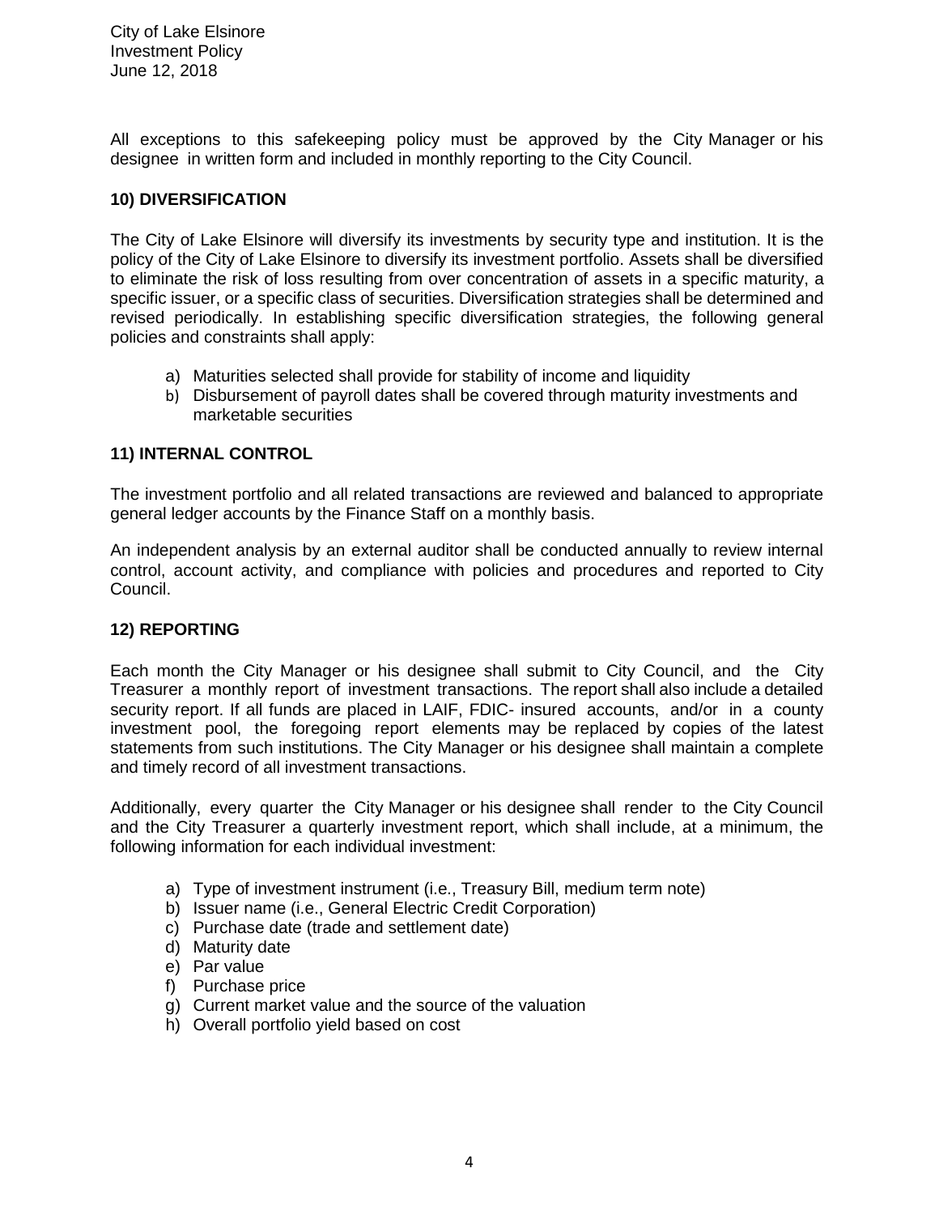All exceptions to this safekeeping policy must be approved by the City Manager or his designee in written form and included in monthly reporting to the City Council.

## 10) DIVERSIFICATION

The City of Lake Elsinore will diversify its investments by security type and institution. It is the policy of the City of Lake Elsinore to diversify its investment portfolio. Assets shall be diversified to eliminate the risk of loss resulting from over concentration of assets in a specific maturity, a specific issuer, or a specific class of securities. Diversification strategies shall be determined and revised periodically. In establishing specific diversification strategies, the following general policies and constraints shall apply:

a) Maturities selected shall provide for stability of income and liquidity
b) Disbursement of payroll dates shall be covered through maturity investments and marketable securities

## 11) INTERNAL CONTROL

The investment portfolio and all related transactions are reviewed and balanced to appropriate general ledger accounts by the Finance Staff on a monthly basis.

An independent analysis by an external auditor shall be conducted annually to review internal control, account activity, and compliance with policies and procedures and reported to City Council.

## 12) REPORTING

Each month the City Manager or his designee shall submit to City Council, and the City Treasurer a monthly report of investment transactions. The report shall also include a detailed security report. If all funds are placed in LAIF, FDIC- insured accounts, and/or in a county investment pool, the foregoing report elements may be replaced by copies of the latest statements from such institutions. The City Manager or his designee shall maintain a complete and timely record of all investment transactions.

Additionally, every quarter the City Manager or his designee shall render to the City Council and the City Treasurer a quarterly investment report, which shall include, at a minimum, the following information for each individual investment:

a) Type of investment instrument (i.e., Treasury Bill, medium term note)
b) Issuer name (i.e., General Electric Credit Corporation)
c) Purchase date (trade and settlement date)
d) Maturity date
e) Par value
f) Purchase price
g) Current market value and the source of the valuation
h) Overall portfolio yield based on cost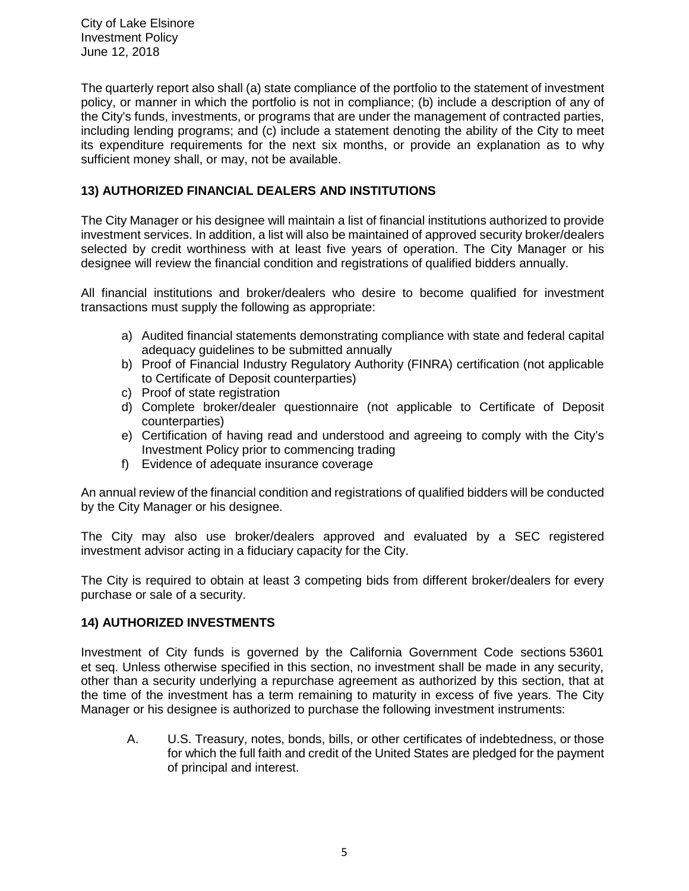The quarterly report also shall (a) state compliance of the portfolio to the statement of investment policy, or manner in which the portfolio is not in compliance; (b) include a description of any of the City's funds, investments, or programs that are under the management of contracted parties, including lending programs; and (c) include a statement denoting the ability of the City to meet its expenditure requirements for the next six months, or provide an explanation as to why sufficient money shall, or may, not be available.

## 13) AUTHORIZED FINANCIAL DEALERS AND INSTITUTIONS

The City Manager or his designee will maintain a list of financial institutions authorized to provide investment services. In addition, a list will also be maintained of approved security broker/dealers selected by credit worthiness with at least five years of operation. The City Manager or his designee will review the financial condition and registrations of qualified bidders annually.

All financial institutions and broker/dealers who desire to become qualified for investment transactions must supply the following as appropriate:

a) Audited financial statements demonstrating compliance with state and federal capital adequacy guidelines to be submitted annually
b) Proof of Financial Industry Regulatory Authority (FINRA) certification (not applicable to Certificate of Deposit counterparties)
c) Proof of state registration
d) Complete broker/dealer questionnaire (not applicable to Certificate of Deposit counterparties)
e) Certification of having read and understood and agreeing to comply with the City's Investment Policy prior to commencing trading
f) Evidence of adequate insurance coverage

An annual review of the financial condition and registrations of qualified bidders will be conducted by the City Manager or his designee.

The City may also use broker/dealers approved and evaluated by a SEC registered investment advisor acting in a fiduciary capacity for the City.

The City is required to obtain at least 3 competing bids from different broker/dealers for every purchase or sale of a security.

## 14) AUTHORIZED INVESTMENTS

Investment of City funds is governed by the California Government Code sections 53601 et seq. Unless otherwise specified in this section, no investment shall be made in any security, other than a security underlying a repurchase agreement as authorized by this section, that at the time of the investment has a term remaining to maturity in excess of five years. The City Manager or his designee is authorized to purchase the following investment instruments:

A. U.S. Treasury, notes, bonds, bills, or other certificates of indebtedness, or those for which the full faith and credit of the United States are pledged for the payment of principal and interest.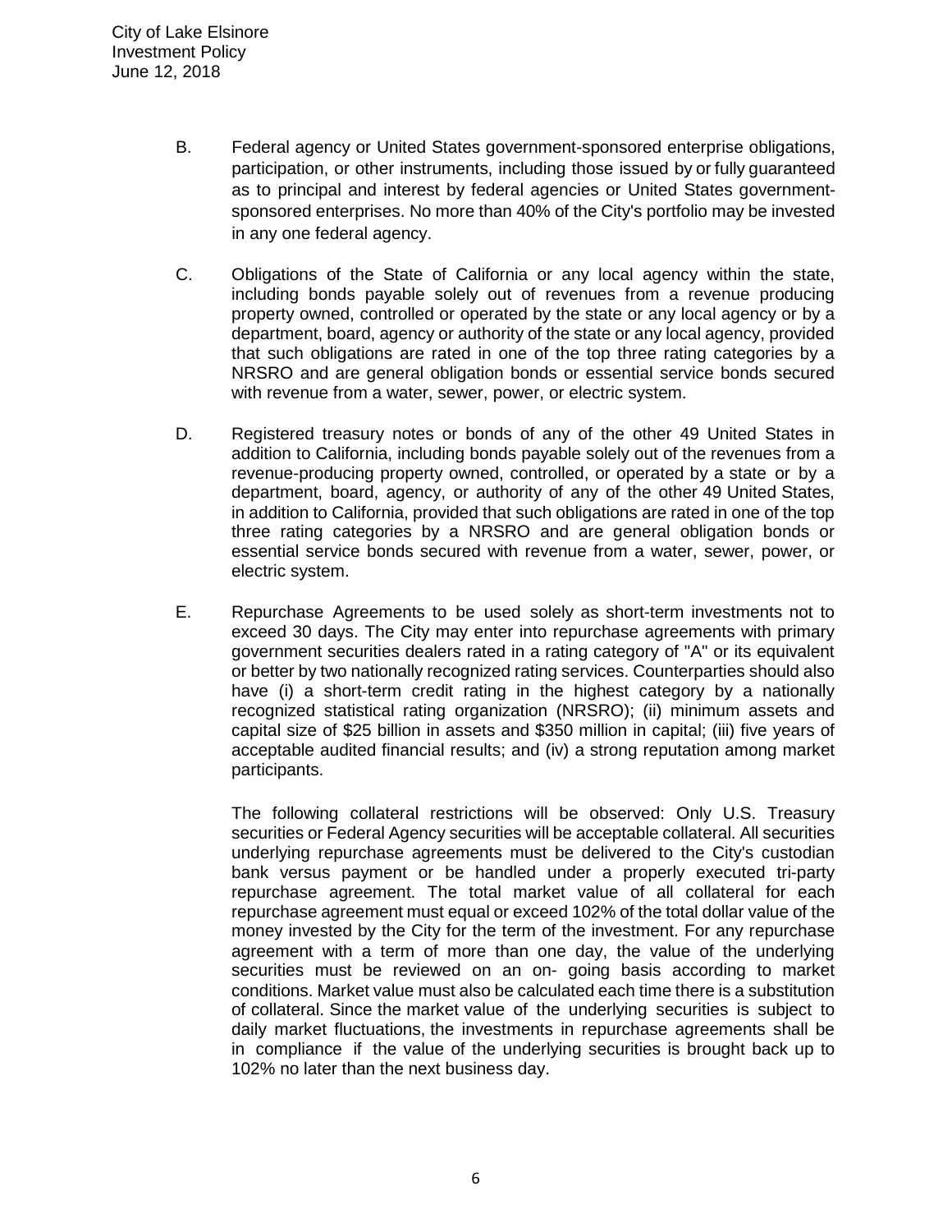B. Federal agency or United States government-sponsored enterprise obligations, participation, or other instruments, including those issued by or fully guaranteed as to principal and interest by federal agencies or United States government-sponsored enterprises. No more than 40% of the City's portfolio may be invested in any one federal agency.

C. Obligations of the State of California or any local agency within the state, including bonds payable solely out of revenues from a revenue producing property owned, controlled or operated by the state or any local agency or by a department, board, agency or authority of the state or any local agency, provided that such obligations are rated in one of the top three rating categories by a NRSRO and are general obligation bonds or essential service bonds secured with revenue from a water, sewer, power, or electric system.

D. Registered treasury notes or bonds of any of the other 49 United States in addition to California, including bonds payable solely out of the revenues from a revenue-producing property owned, controlled, or operated by a state or by a department, board, agency, or authority of any of the other 49 United States, in addition to California, provided that such obligations are rated in one of the top three rating categories by a NRSRO and are general obligation bonds or essential service bonds secured with revenue from a water, sewer, power, or electric system.

E. Repurchase Agreements to be used solely as short-term investments not to exceed 30 days. The City may enter into repurchase agreements with primary government securities dealers rated in a rating category of "A" or its equivalent or better by two nationally recognized rating services. Counterparties should also have (i) a short-term credit rating in the highest category by a nationally recognized statistical rating organization (NRSRO); (ii) minimum assets and capital size of $25 billion in assets and $350 million in capital; (iii) five years of acceptable audited financial results; and (iv) a strong reputation among market participants.

   The following collateral restrictions will be observed: Only U.S. Treasury securities or Federal Agency securities will be acceptable collateral. All securities underlying repurchase agreements must be delivered to the City's custodian bank versus payment or be handled under a properly executed tri-party repurchase agreement. The total market value of all collateral for each repurchase agreement must equal or exceed 102% of the total dollar value of the money invested by the City for the term of the investment. For any repurchase agreement with a term of more than one day, the value of the underlying securities must be reviewed on an on- going basis according to market conditions. Market value must also be calculated each time there is a substitution of collateral. Since the market value of the underlying securities is subject to daily market fluctuations, the investments in repurchase agreements shall be in compliance if the value of the underlying securities is brought back up to 102% no later than the next business day.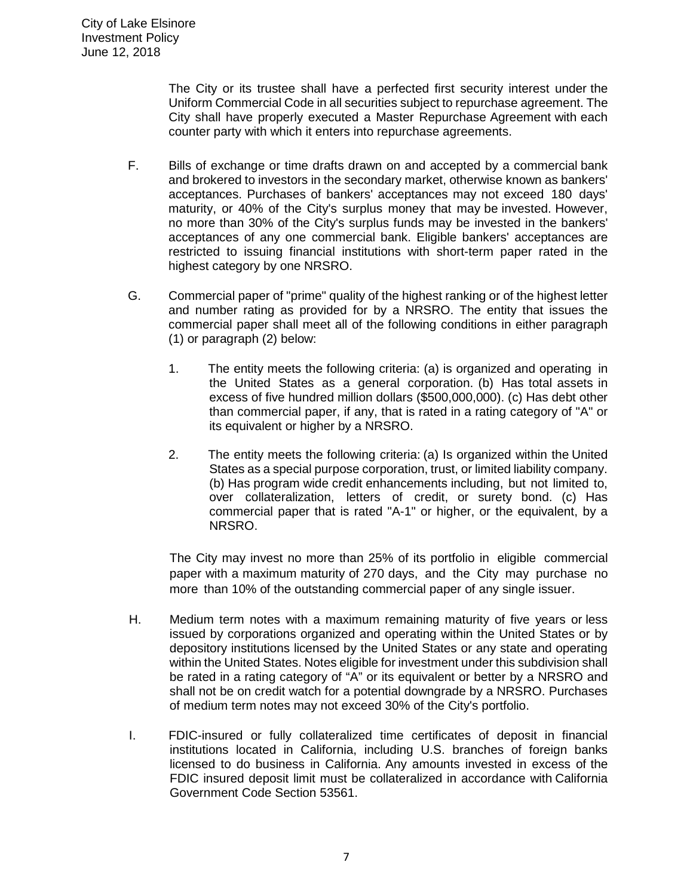The City or its trustee shall have a perfected first security interest under the Uniform Commercial Code in all securities subject to repurchase agreement. The City shall have properly executed a Master Repurchase Agreement with each counter party with which it enters into repurchase agreements.

F. Bills of exchange or time drafts drawn on and accepted by a commercial bank and brokered to investors in the secondary market, otherwise known as bankers' acceptances. Purchases of bankers' acceptances may not exceed 180 days' maturity, or 40% of the City's surplus money that may be invested. However, no more than 30% of the City's surplus funds may be invested in the bankers' acceptances of any one commercial bank. Eligible bankers' acceptances are restricted to issuing financial institutions with short-term paper rated in the highest category by one NRSRO.

G. Commercial paper of "prime" quality of the highest ranking or of the highest letter and number rating as provided for by a NRSRO. The entity that issues the commercial paper shall meet all of the following conditions in either paragraph (1) or paragraph (2) below:

1. The entity meets the following criteria: (a) is organized and operating in the United States as a general corporation. (b) Has total assets in excess of five hundred million dollars ($500,000,000). (c) Has debt other than commercial paper, if any, that is rated in a rating category of "A" or its equivalent or higher by a NRSRO.

2. The entity meets the following criteria: (a) Is organized within the United States as a special purpose corporation, trust, or limited liability company. (b) Has program wide credit enhancements including, but not limited to, over collateralization, letters of credit, or surety bond. (c) Has commercial paper that is rated "A-1" or higher, or the equivalent, by a NRSRO.

The City may invest no more than 25% of its portfolio in eligible commercial paper with a maximum maturity of 270 days, and the City may purchase no more than 10% of the outstanding commercial paper of any single issuer.

H. Medium term notes with a maximum remaining maturity of five years or less issued by corporations organized and operating within the United States or by depository institutions licensed by the United States or any state and operating within the United States. Notes eligible for investment under this subdivision shall be rated in a rating category of "A" or its equivalent or better by a NRSRO and shall not be on credit watch for a potential downgrade by a NRSRO. Purchases of medium term notes may not exceed 30% of the City's portfolio.

I. FDIC-insured or fully collateralized time certificates of deposit in financial institutions located in California, including U.S. branches of foreign banks licensed to do business in California. Any amounts invested in excess of the FDIC insured deposit limit must be collateralized in accordance with California Government Code Section 53561.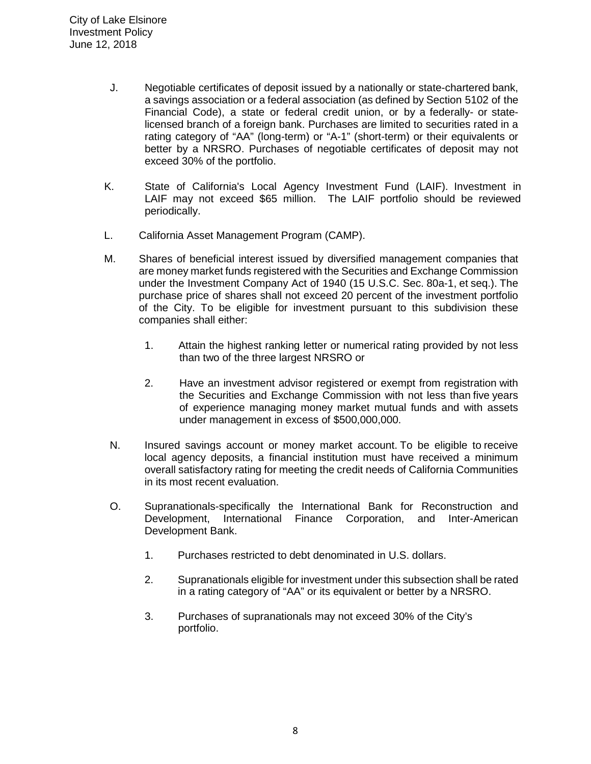J. Negotiable certificates of deposit issued by a nationally or state-chartered bank, a savings association or a federal association (as defined by Section 5102 of the Financial Code), a state or federal credit union, or by a federally- or state-licensed branch of a foreign bank. Purchases are limited to securities rated in a rating category of "AA" (long-term) or "A-1" (short-term) or their equivalents or better by a NRSRO. Purchases of negotiable certificates of deposit may not exceed 30% of the portfolio.

K. State of California's Local Agency Investment Fund (LAIF). Investment in LAIF may not exceed $65 million. The LAIF portfolio should be reviewed periodically.

L. California Asset Management Program (CAMP).

M. Shares of beneficial interest issued by diversified management companies that are money market funds registered with the Securities and Exchange Commission under the Investment Company Act of 1940 (15 U.S.C. Sec. 80a-1, et seq.). The purchase price of shares shall not exceed 20 percent of the investment portfolio of the City. To be eligible for investment pursuant to this subdivision these companies shall either:

   1. Attain the highest ranking letter or numerical rating provided by not less than two of the three largest NRSRO or

   2. Have an investment advisor registered or exempt from registration with the Securities and Exchange Commission with not less than five years of experience managing money market mutual funds and with assets under management in excess of $500,000,000.

N. Insured savings account or money market account. To be eligible to receive local agency deposits, a financial institution must have received a minimum overall satisfactory rating for meeting the credit needs of California Communities in its most recent evaluation.

O. Supranationals-specifically the International Bank for Reconstruction and Development, International Finance Corporation, and Inter-American Development Bank.

   1. Purchases restricted to debt denominated in U.S. dollars.

   2. Supranationals eligible for investment under this subsection shall be rated in a rating category of "AA" or its equivalent or better by a NRSRO.

   3. Purchases of supranationals may not exceed 30% of the City's portfolio.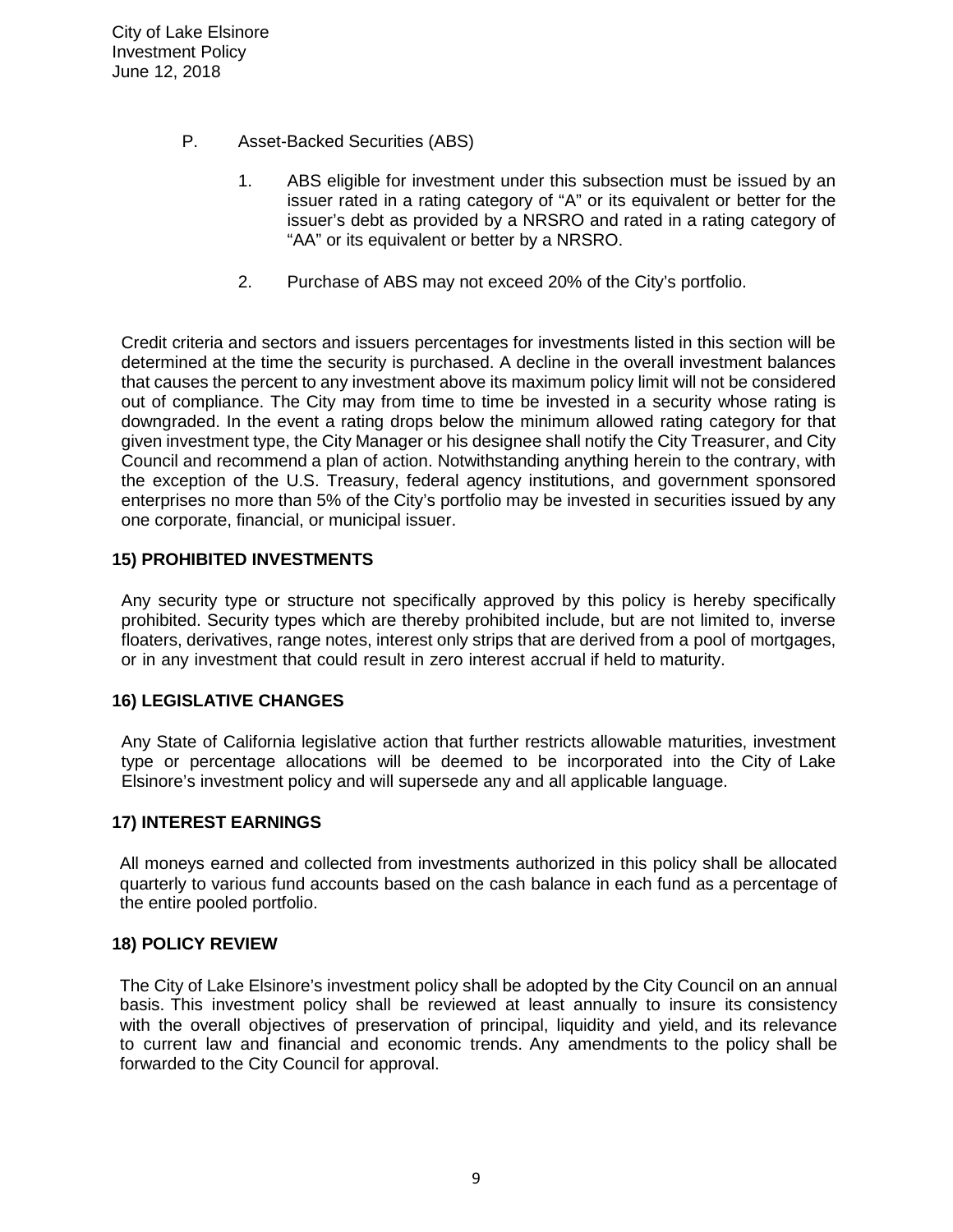P. Asset-Backed Securities (ABS)

1. ABS eligible for investment under this subsection must be issued by an issuer rated in a rating category of "A" or its equivalent or better for the issuer's debt as provided by a NRSRO and rated in a rating category of "AA" or its equivalent or better by a NRSRO.

2. Purchase of ABS may not exceed 20% of the City's portfolio.

Credit criteria and sectors and issuers percentages for investments listed in this section will be determined at the time the security is purchased. A decline in the overall investment balances that causes the percent to any investment above its maximum policy limit will not be considered out of compliance. The City may from time to time be invested in a security whose rating is downgraded. In the event a rating drops below the minimum allowed rating category for that given investment type, the City Manager or his designee shall notify the City Treasurer, and City Council and recommend a plan of action. Notwithstanding anything herein to the contrary, with the exception of the U.S. Treasury, federal agency institutions, and government sponsored enterprises no more than 5% of the City's portfolio may be invested in securities issued by any one corporate, financial, or municipal issuer.

## 15) PROHIBITED INVESTMENTS

Any security type or structure not specifically approved by this policy is hereby specifically prohibited. Security types which are thereby prohibited include, but are not limited to, inverse floaters, derivatives, range notes, interest only strips that are derived from a pool of mortgages, or in any investment that could result in zero interest accrual if held to maturity.

## 16) LEGISLATIVE CHANGES

Any State of California legislative action that further restricts allowable maturities, investment type or percentage allocations will be deemed to be incorporated into the City of Lake Elsinore's investment policy and will supersede any and all applicable language.

## 17) INTEREST EARNINGS

All moneys earned and collected from investments authorized in this policy shall be allocated quarterly to various fund accounts based on the cash balance in each fund as a percentage of the entire pooled portfolio.

## 18) POLICY REVIEW

The City of Lake Elsinore's investment policy shall be adopted by the City Council on an annual basis. This investment policy shall be reviewed at least annually to insure its consistency with the overall objectives of preservation of principal, liquidity and yield, and its relevance to current law and financial and economic trends. Any amendments to the policy shall be forwarded to the City Council for approval.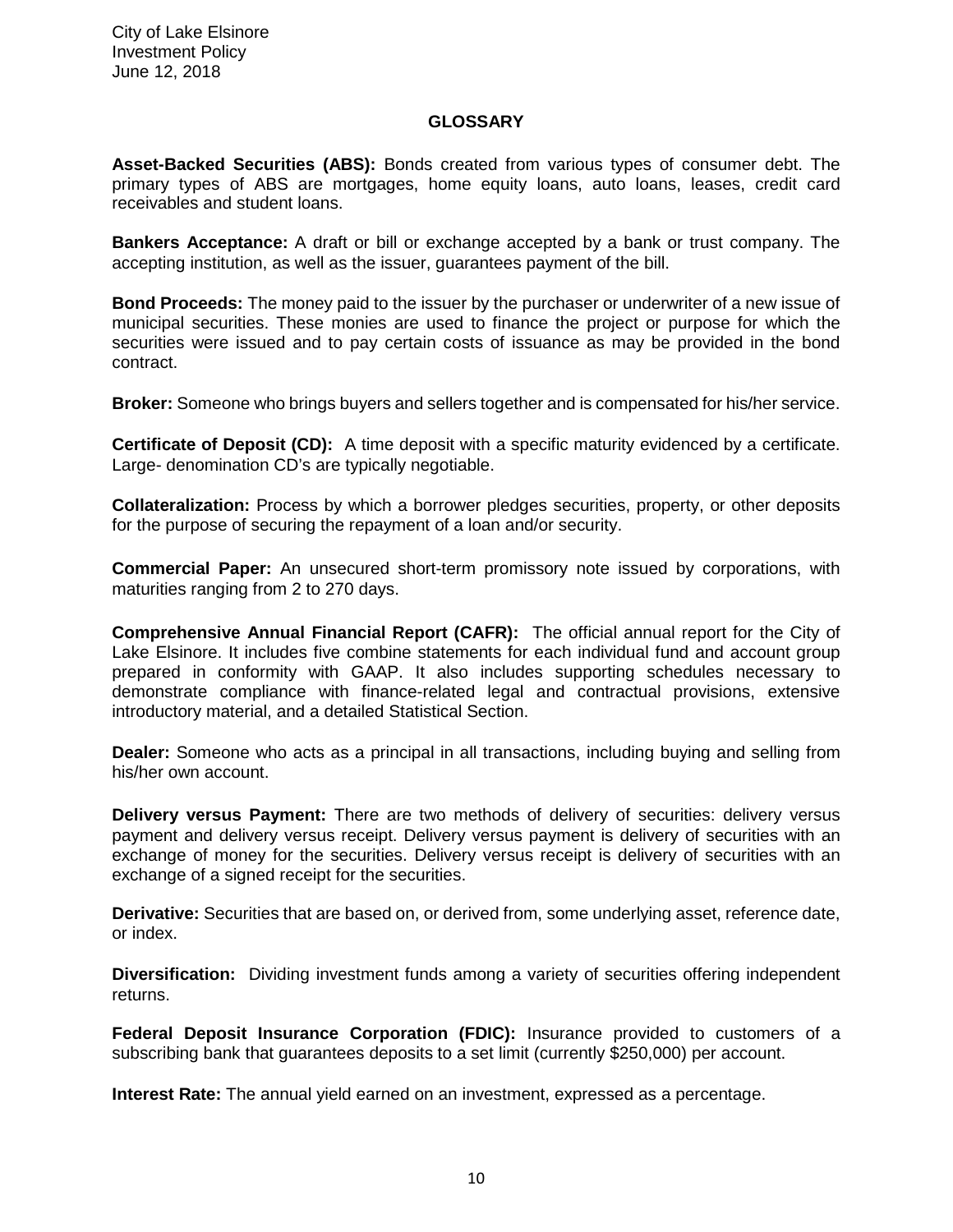## GLOSSARY

**Asset-Backed Securities (ABS):** Bonds created from various types of consumer debt. The primary types of ABS are mortgages, home equity loans, auto loans, leases, credit card receivables and student loans.

**Bankers Acceptance:** A draft or bill or exchange accepted by a bank or trust company. The accepting institution, as well as the issuer, guarantees payment of the bill.

**Bond Proceeds:** The money paid to the issuer by the purchaser or underwriter of a new issue of municipal securities. These monies are used to finance the project or purpose for which the securities were issued and to pay certain costs of issuance as may be provided in the bond contract.

**Broker:** Someone who brings buyers and sellers together and is compensated for his/her service.

**Certificate of Deposit (CD):** A time deposit with a specific maturity evidenced by a certificate. Large- denomination CD's are typically negotiable.

**Collateralization:** Process by which a borrower pledges securities, property, or other deposits for the purpose of securing the repayment of a loan and/or security.

**Commercial Paper:** An unsecured short-term promissory note issued by corporations, with maturities ranging from 2 to 270 days.

**Comprehensive Annual Financial Report (CAFR):** The official annual report for the City of Lake Elsinore. It includes five combine statements for each individual fund and account group prepared in conformity with GAAP. It also includes supporting schedules necessary to demonstrate compliance with finance-related legal and contractual provisions, extensive introductory material, and a detailed Statistical Section.

**Dealer:** Someone who acts as a principal in all transactions, including buying and selling from his/her own account.

**Delivery versus Payment:** There are two methods of delivery of securities: delivery versus payment and delivery versus receipt. Delivery versus payment is delivery of securities with an exchange of money for the securities. Delivery versus receipt is delivery of securities with an exchange of a signed receipt for the securities.

**Derivative:** Securities that are based on, or derived from, some underlying asset, reference date, or index.

**Diversification:** Dividing investment funds among a variety of securities offering independent returns.

**Federal Deposit Insurance Corporation (FDIC):** Insurance provided to customers of a subscribing bank that guarantees deposits to a set limit (currently $250,000) per account.

**Interest Rate:** The annual yield earned on an investment, expressed as a percentage.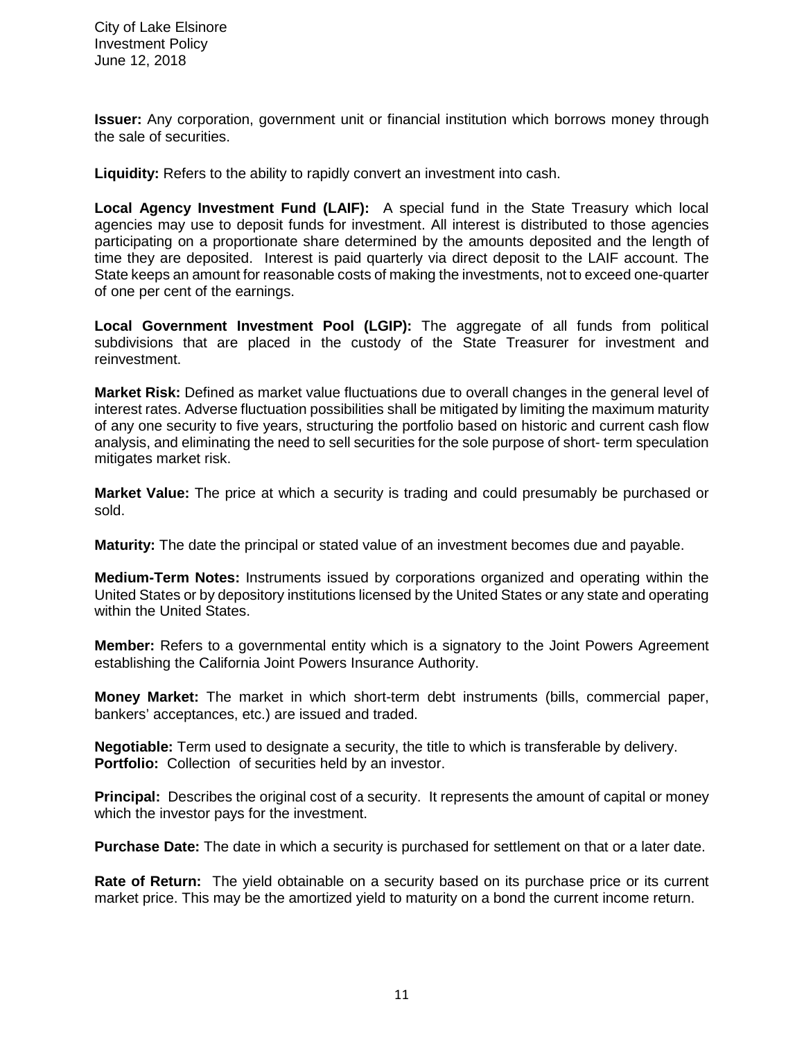**Issuer:** Any corporation, government unit or financial institution which borrows money through the sale of securities.

**Liquidity:** Refers to the ability to rapidly convert an investment into cash.

**Local Agency Investment Fund (LAIF):** A special fund in the State Treasury which local agencies may use to deposit funds for investment. All interest is distributed to those agencies participating on a proportionate share determined by the amounts deposited and the length of time they are deposited. Interest is paid quarterly via direct deposit to the LAIF account. The State keeps an amount for reasonable costs of making the investments, not to exceed one-quarter of one per cent of the earnings.

**Local Government Investment Pool (LGIP):** The aggregate of all funds from political subdivisions that are placed in the custody of the State Treasurer for investment and reinvestment.

**Market Risk:** Defined as market value fluctuations due to overall changes in the general level of interest rates. Adverse fluctuation possibilities shall be mitigated by limiting the maximum maturity of any one security to five years, structuring the portfolio based on historic and current cash flow analysis, and eliminating the need to sell securities for the sole purpose of short- term speculation mitigates market risk.

**Market Value:** The price at which a security is trading and could presumably be purchased or sold.

**Maturity:** The date the principal or stated value of an investment becomes due and payable.

**Medium-Term Notes:** Instruments issued by corporations organized and operating within the United States or by depository institutions licensed by the United States or any state and operating within the United States.

**Member:** Refers to a governmental entity which is a signatory to the Joint Powers Agreement establishing the California Joint Powers Insurance Authority.

**Money Market:** The market in which short-term debt instruments (bills, commercial paper, bankers' acceptances, etc.) are issued and traded.

**Negotiable:** Term used to designate a security, the title to which is transferable by delivery.
**Portfolio:** Collection of securities held by an investor.

**Principal:** Describes the original cost of a security. It represents the amount of capital or money which the investor pays for the investment.

**Purchase Date:** The date in which a security is purchased for settlement on that or a later date.

**Rate of Return:** The yield obtainable on a security based on its purchase price or its current market price. This may be the amortized yield to maturity on a bond the current income return.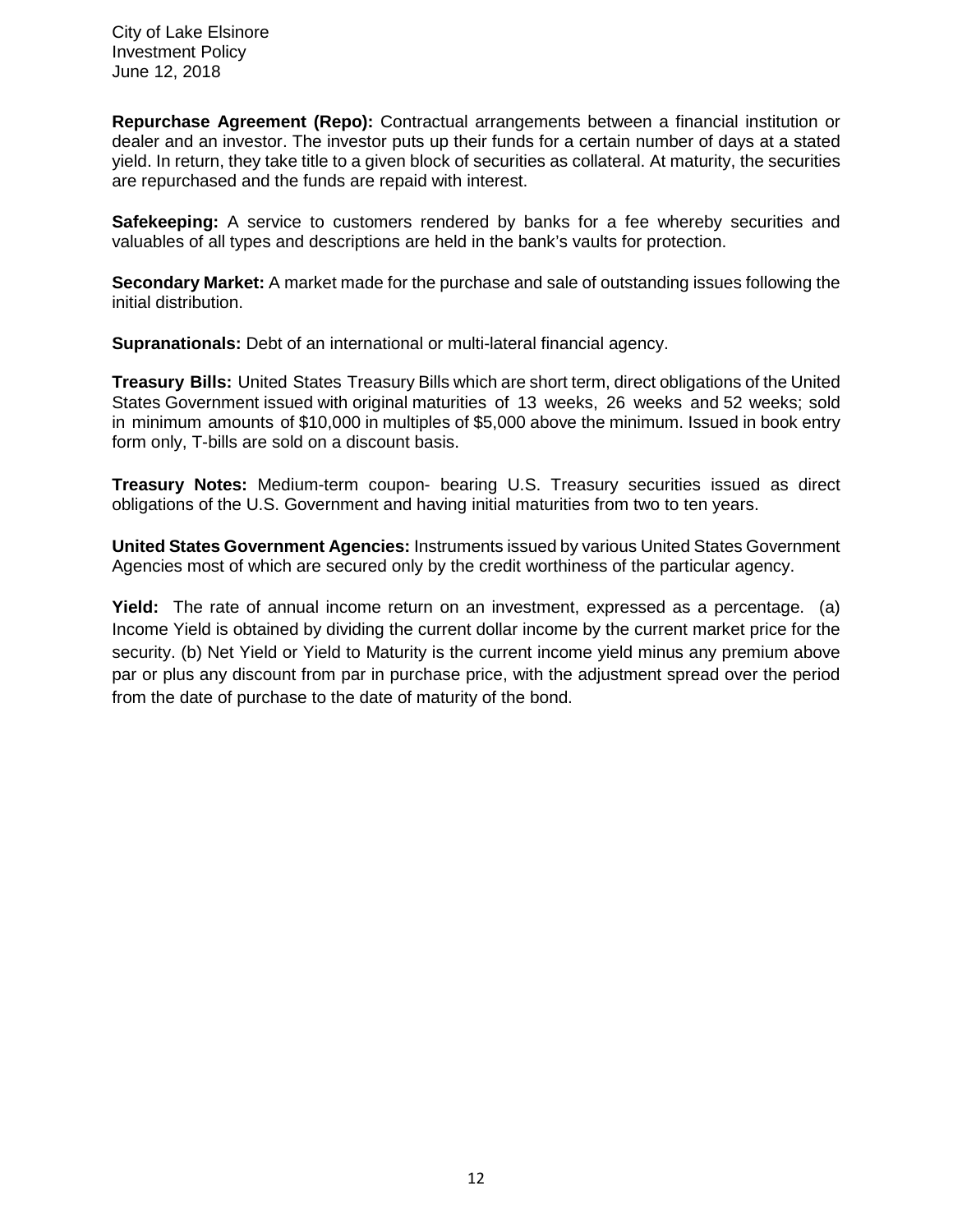**Repurchase Agreement (Repo):** Contractual arrangements between a financial institution or dealer and an investor. The investor puts up their funds for a certain number of days at a stated yield. In return, they take title to a given block of securities as collateral. At maturity, the securities are repurchased and the funds are repaid with interest.

**Safekeeping:** A service to customers rendered by banks for a fee whereby securities and valuables of all types and descriptions are held in the bank's vaults for protection.

**Secondary Market:** A market made for the purchase and sale of outstanding issues following the initial distribution.

**Supranationals:** Debt of an international or multi-lateral financial agency.

**Treasury Bills:** United States Treasury Bills which are short term, direct obligations of the United States Government issued with original maturities of 13 weeks, 26 weeks and 52 weeks; sold in minimum amounts of $10,000 in multiples of $5,000 above the minimum. Issued in book entry form only, T-bills are sold on a discount basis.

**Treasury Notes:** Medium-term coupon- bearing U.S. Treasury securities issued as direct obligations of the U.S. Government and having initial maturities from two to ten years.

**United States Government Agencies:** Instruments issued by various United States Government Agencies most of which are secured only by the credit worthiness of the particular agency.

**Yield:** The rate of annual income return on an investment, expressed as a percentage. (a) Income Yield is obtained by dividing the current dollar income by the current market price for the security. (b) Net Yield or Yield to Maturity is the current income yield minus any premium above par or plus any discount from par in purchase price, with the adjustment spread over the period from the date of purchase to the date of maturity of the bond.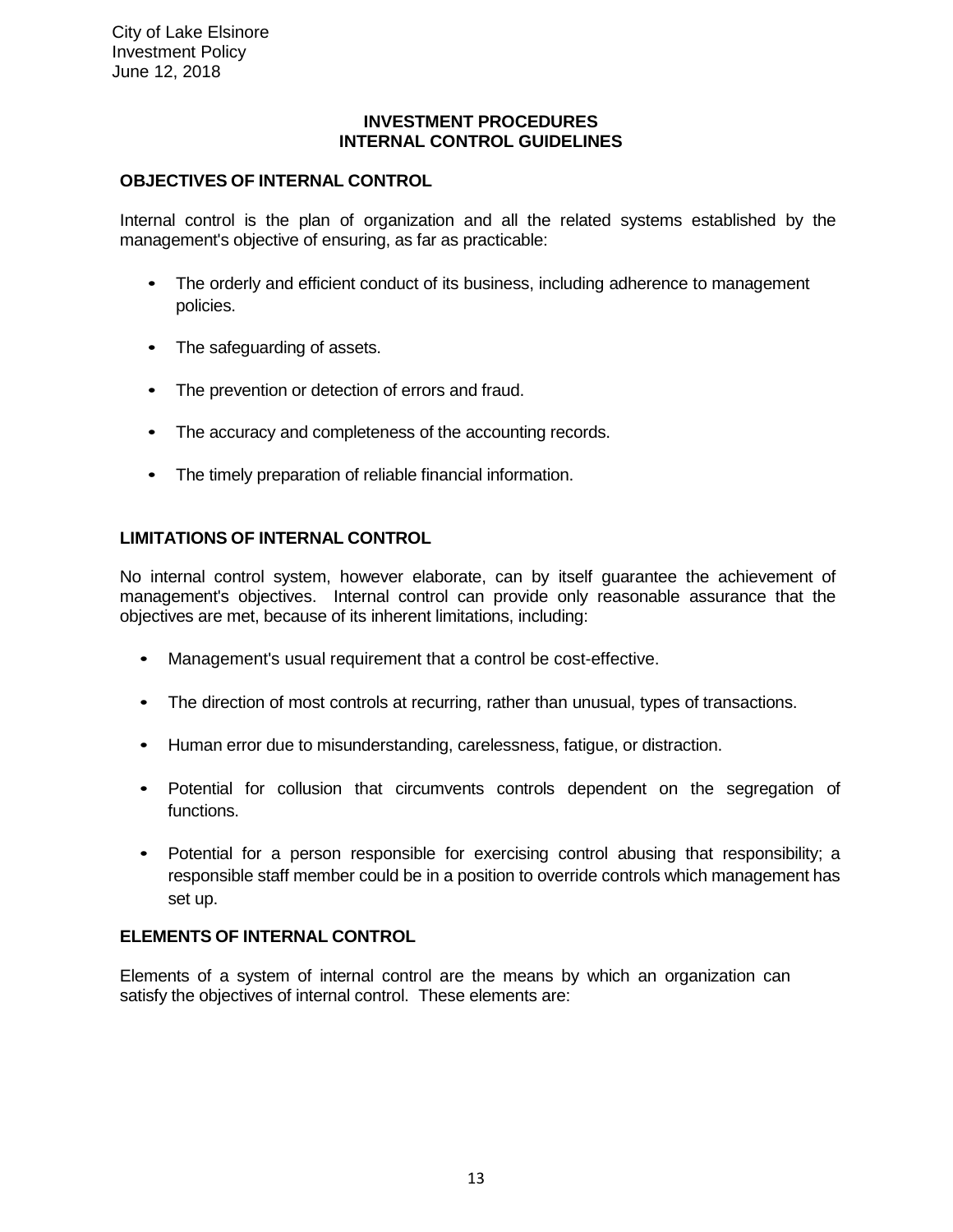## INVESTMENT PROCEDURES
## INTERNAL CONTROL GUIDELINES

### OBJECTIVES OF INTERNAL CONTROL

Internal control is the plan of organization and all the related systems established by the management's objective of ensuring, as far as practicable:

- The orderly and efficient conduct of its business, including adherence to management policies.
- The safeguarding of assets.
- The prevention or detection of errors and fraud.
- The accuracy and completeness of the accounting records.
- The timely preparation of reliable financial information.

### LIMITATIONS OF INTERNAL CONTROL

No internal control system, however elaborate, can by itself guarantee the achievement of management's objectives. Internal control can provide only reasonable assurance that the objectives are met, because of its inherent limitations, including:

- Management's usual requirement that a control be cost-effective.
- The direction of most controls at recurring, rather than unusual, types of transactions.
- Human error due to misunderstanding, carelessness, fatigue, or distraction.
- Potential for collusion that circumvents controls dependent on the segregation of functions.
- Potential for a person responsible for exercising control abusing that responsibility; a responsible staff member could be in a position to override controls which management has set up.

### ELEMENTS OF INTERNAL CONTROL

Elements of a system of internal control are the means by which an organization can satisfy the objectives of internal control. These elements are: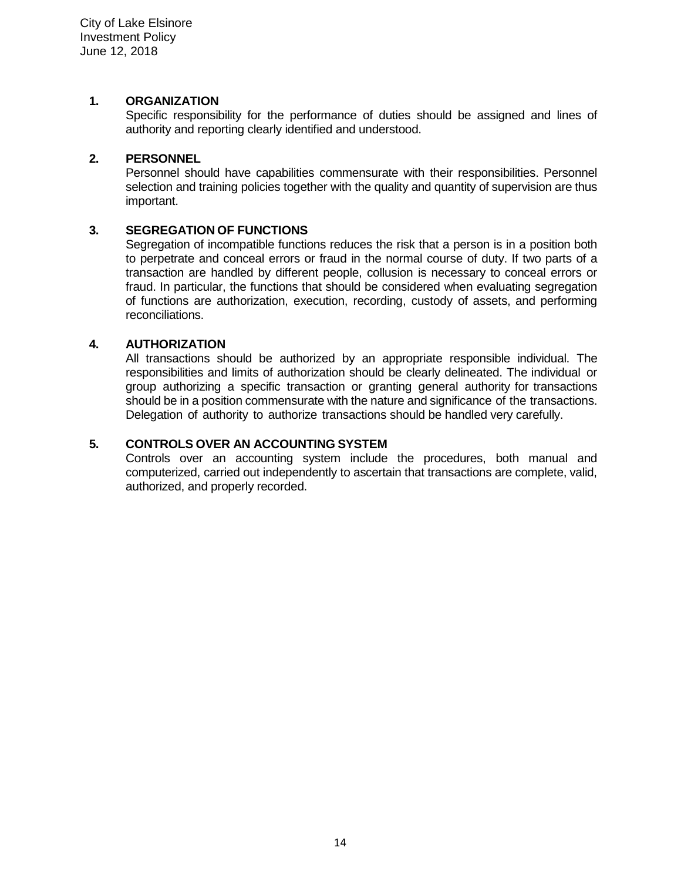### 1. ORGANIZATION

Specific responsibility for the performance of duties should be assigned and lines of authority and reporting clearly identified and understood.

### 2. PERSONNEL

Personnel should have capabilities commensurate with their responsibilities. Personnel selection and training policies together with the quality and quantity of supervision are thus important.

### 3. SEGREGATION OF FUNCTIONS

Segregation of incompatible functions reduces the risk that a person is in a position both to perpetrate and conceal errors or fraud in the normal course of duty. If two parts of a transaction are handled by different people, collusion is necessary to conceal errors or fraud. In particular, the functions that should be considered when evaluating segregation of functions are authorization, execution, recording, custody of assets, and performing reconciliations.

### 4. AUTHORIZATION

All transactions should be authorized by an appropriate responsible individual. The responsibilities and limits of authorization should be clearly delineated. The individual or group authorizing a specific transaction or granting general authority for transactions should be in a position commensurate with the nature and significance of the transactions. Delegation of authority to authorize transactions should be handled very carefully.

### 5. CONTROLS OVER AN ACCOUNTING SYSTEM

Controls over an accounting system include the procedures, both manual and computerized, carried out independently to ascertain that transactions are complete, valid, authorized, and properly recorded.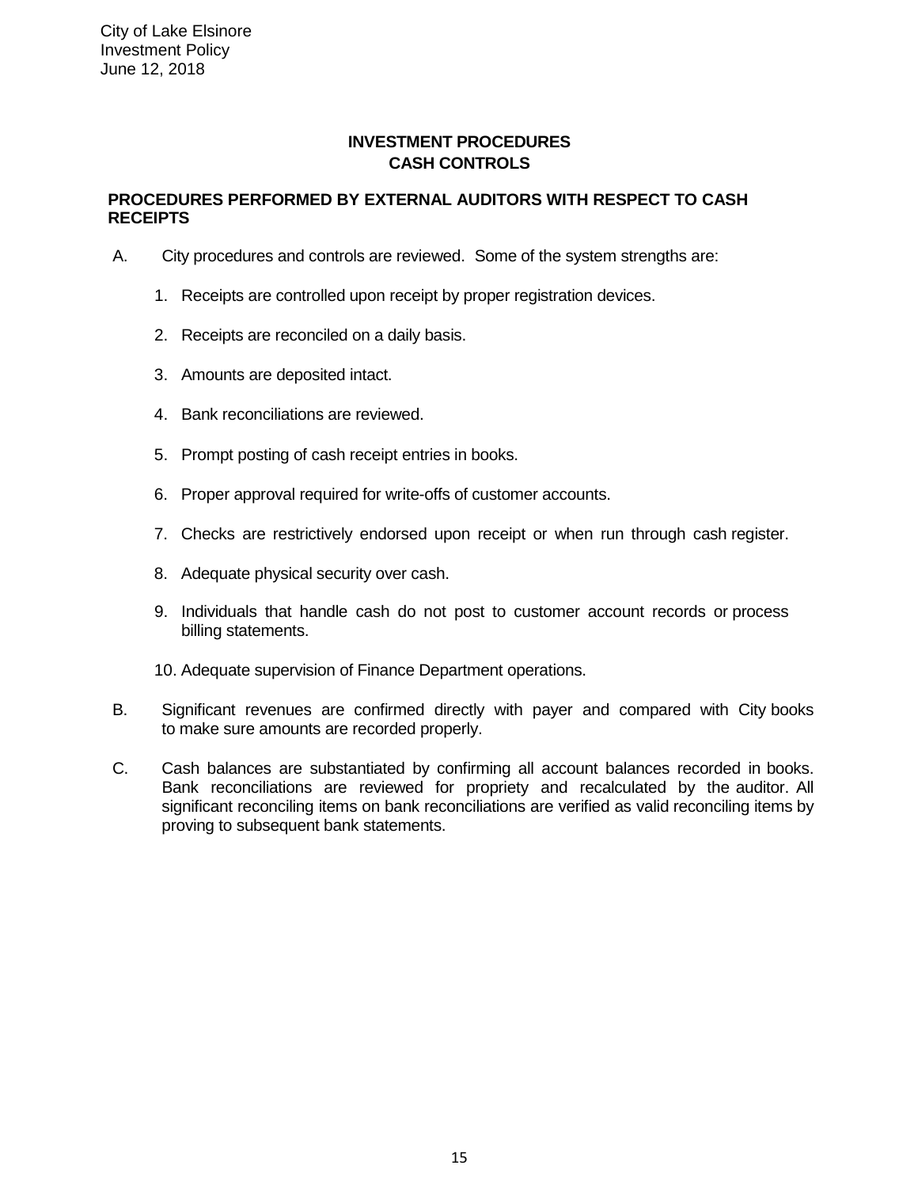# INVESTMENT PROCEDURES
## CASH CONTROLS

### PROCEDURES PERFORMED BY EXTERNAL AUDITORS WITH RESPECT TO CASH RECEIPTS

A. City procedures and controls are reviewed. Some of the system strengths are:

1. Receipts are controlled upon receipt by proper registration devices.
2. Receipts are reconciled on a daily basis.
3. Amounts are deposited intact.
4. Bank reconciliations are reviewed.
5. Prompt posting of cash receipt entries in books.
6. Proper approval required for write-offs of customer accounts.
7. Checks are restrictively endorsed upon receipt or when run through cash register.
8. Adequate physical security over cash.
9. Individuals that handle cash do not post to customer account records or process billing statements.
10. Adequate supervision of Finance Department operations.

B. Significant revenues are confirmed directly with payer and compared with City books to make sure amounts are recorded properly.

C. Cash balances are substantiated by confirming all account balances recorded in books. Bank reconciliations are reviewed for propriety and recalculated by the auditor. All significant reconciling items on bank reconciliations are verified as valid reconciling items by proving to subsequent bank statements.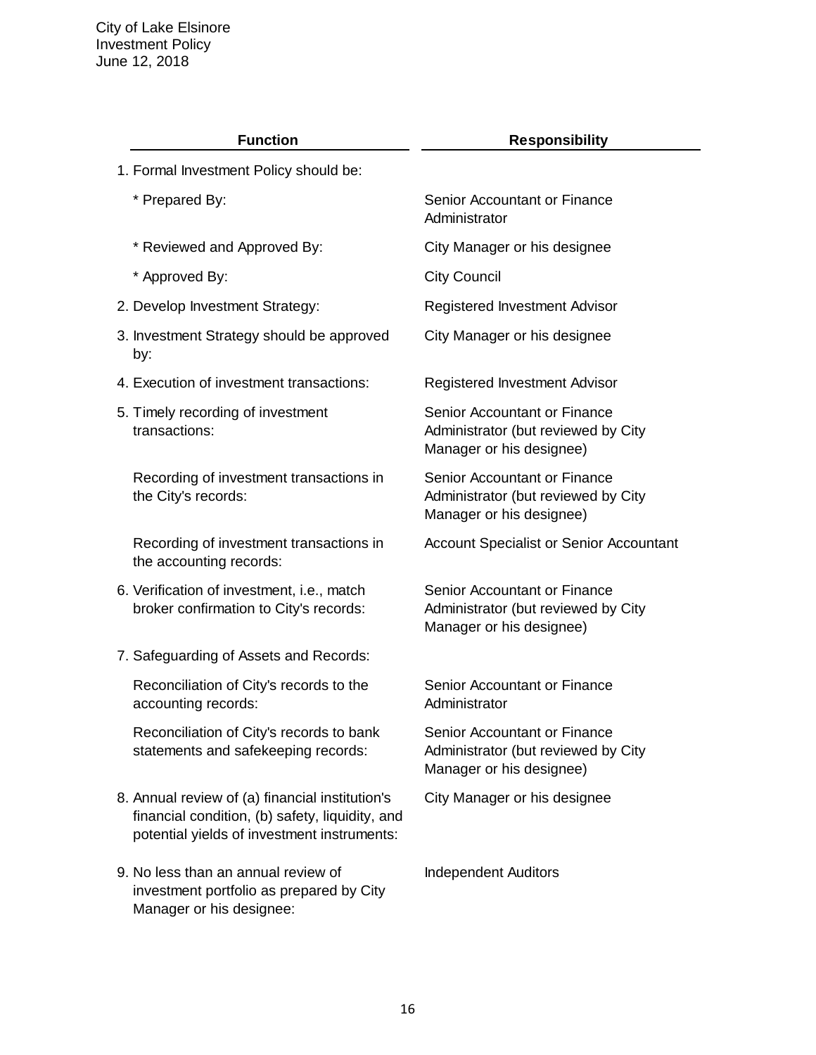| Function | Responsibility |
| --- | --- |
| 1. Formal Investment Policy should be: | |
| * Prepared By: | Senior Accountant or Finance Administrator |
| * Reviewed and Approved By: | City Manager or his designee |
| * Approved By: | City Council |
| 2. Develop Investment Strategy: | Registered Investment Advisor |
| 3. Investment Strategy should be approved by: | City Manager or his designee |
| 4. Execution of investment transactions: | Registered Investment Advisor |
| 5. Timely recording of investment transactions: | Senior Accountant or Finance Administrator (but reviewed by City Manager or his designee) |
| Recording of investment transactions in the City's records: | Senior Accountant or Finance Administrator (but reviewed by City Manager or his designee) |
| Recording of investment transactions in the accounting records: | Account Specialist or Senior Accountant |
| 6. Verification of investment, i.e., match broker confirmation to City's records: | Senior Accountant or Finance Administrator (but reviewed by City Manager or his designee) |
| 7. Safeguarding of Assets and Records: | |
| Reconciliation of City's records to the accounting records: | Senior Accountant or Finance Administrator |
| Reconciliation of City's records to bank statements and safekeeping records: | Senior Accountant or Finance Administrator (but reviewed by City Manager or his designee) |
| 8. Annual review of (a) financial institution's financial condition, (b) safety, liquidity, and potential yields of investment instruments: | City Manager or his designee |
| 9. No less than an annual review of investment portfolio as prepared by City Manager or his designee: | Independent Auditors |